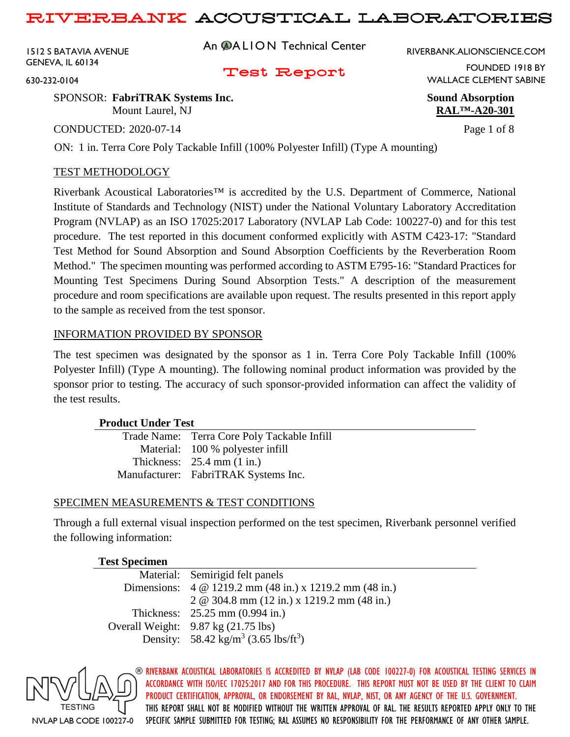# RIVERBANK ACOUSTICAL LABORATORIES

1512 S BATAVIA AVENUE
GENEVA, IL 60134
630-232-0104

An ALION Technical Center

RIVERBANK.ALIONSCIENCE.COM
FOUNDED 1918 BY
WALLACE CLEMENT SABINE

## Test Report

SPONSOR: **FabriTRAK Systems Inc.**
Mount Laurel, NJ

**Sound Absorption**
**RAL™-A20-301**

CONDUCTED: 2020-07-14

ON: 1 in. Terra Core Poly Tackable Infill (100% Polyester Infill) (Type A mounting)

### TEST METHODOLOGY

Riverbank Acoustical Laboratories™ is accredited by the U.S. Department of Commerce, National Institute of Standards and Technology (NIST) under the National Voluntary Laboratory Accreditation Program (NVLAP) as an ISO 17025:2017 Laboratory (NVLAP Lab Code: 100227-0) and for this test procedure. The test reported in this document conformed explicitly with ASTM C423-17: "Standard Test Method for Sound Absorption and Sound Absorption Coefficients by the Reverberation Room Method." The specimen mounting was performed according to ASTM E795-16: "Standard Practices for Mounting Test Specimens During Sound Absorption Tests." A description of the measurement procedure and room specifications are available upon request. The results presented in this report apply to the sample as received from the test sponsor.

### INFORMATION PROVIDED BY SPONSOR

The test specimen was designated by the sponsor as 1 in. Terra Core Poly Tackable Infill (100% Polyester Infill) (Type A mounting). The following nominal product information was provided by the sponsor prior to testing. The accuracy of such sponsor-provided information can affect the validity of the test results.

| **Product Under Test** | |
|---|---|
| Trade Name: | Terra Core Poly Tackable Infill |
| Material: | 100 % polyester infill |
| Thickness: | 25.4 mm (1 in.) |
| Manufacturer: | FabriTRAK Systems Inc. |

### SPECIMEN MEASUREMENTS & TEST CONDITIONS

Through a full external visual inspection performed on the test specimen, Riverbank personnel verified the following information:

| **Test Specimen** | |
|---|---|
| Material: | Semirigid felt panels |
| Dimensions: | 4 @ 1219.2 mm (48 in.) x 1219.2 mm (48 in.) |
| | 2 @ 304.8 mm (12 in.) x 1219.2 mm (48 in.) |
| Thickness: | 25.25 mm (0.994 in.) |
| Overall Weight: | 9.87 kg (21.75 lbs) |
| Density: | 58.42 kg/m$^3$ (3.65 lbs/ft$^3$) |

NVLAP TESTING
NVLAP LAB CODE 100227-0

RIVERBANK ACOUSTICAL LABORATORIES IS ACCREDITED BY NVLAP (LAB CODE 100227-0) FOR ACOUSTICAL TESTING SERVICES IN ACCORDANCE WITH ISO/IEC 17025:2017 AND FOR THIS PROCEDURE. THIS REPORT MUST NOT BE USED BY THE CLIENT TO CLAIM PRODUCT CERTIFICATION, APPROVAL, OR ENDORSEMENT BY RAL, NVLAP, NIST, OR ANY AGENCY OF THE U.S. GOVERNMENT. THIS REPORT SHALL NOT BE MODIFIED WITHOUT THE WRITTEN APPROVAL OF RAL. THE RESULTS REPORTED APPLY ONLY TO THE SPECIFIC SAMPLE SUBMITTED FOR TESTING; RAL ASSUMES NO RESPONSIBILITY FOR THE PERFORMANCE OF ANY OTHER SAMPLE.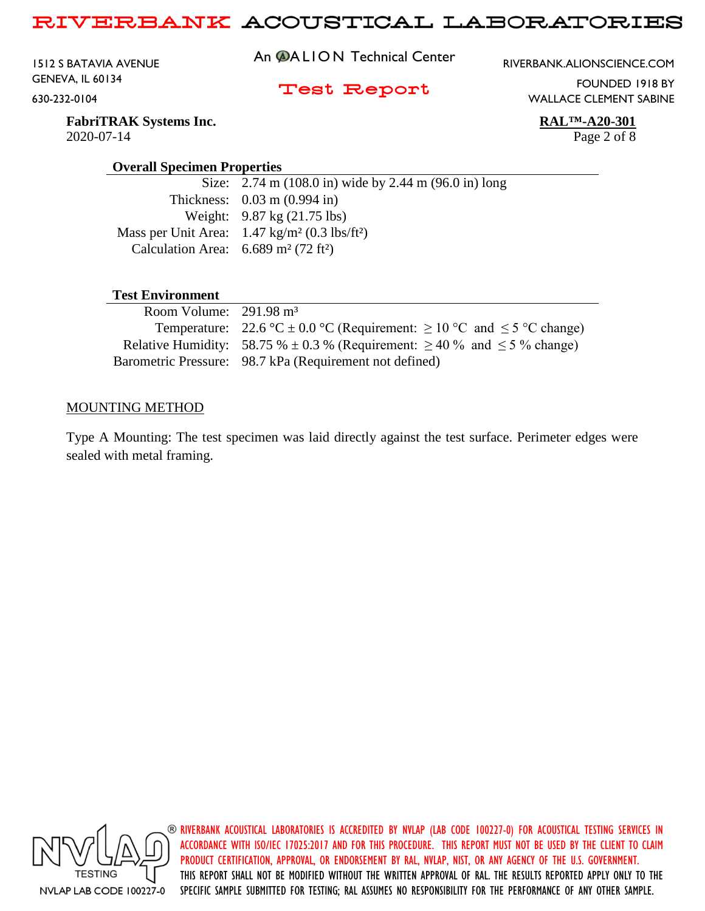## Overall Specimen Properties

| | |
|---|---|
| Size: | 2.74 m (108.0 in) wide by 2.44 m (96.0 in) long |
| Thickness: | 0.03 m (0.994 in) |
| Weight: | 9.87 kg (21.75 lbs) |
| Mass per Unit Area: | 1.47 kg/m² (0.3 lbs/ft²) |
| Calculation Area: | 6.689 m² (72 ft²) |

## Test Environment

| | |
|---|---|
| Room Volume: | 291.98 m³ |
| Temperature: | 22.6 °C ± 0.0 °C (Requirement: ≥ 10 °C and ≤ 5 °C change) |
| Relative Humidity: | 58.75 % ± 0.3 % (Requirement: ≥ 40 % and ≤ 5 % change) |
| Barometric Pressure: | 98.7 kPa (Requirement not defined) |

## MOUNTING METHOD

Type A Mounting: The test specimen was laid directly against the test surface. Perimeter edges were sealed with metal framing.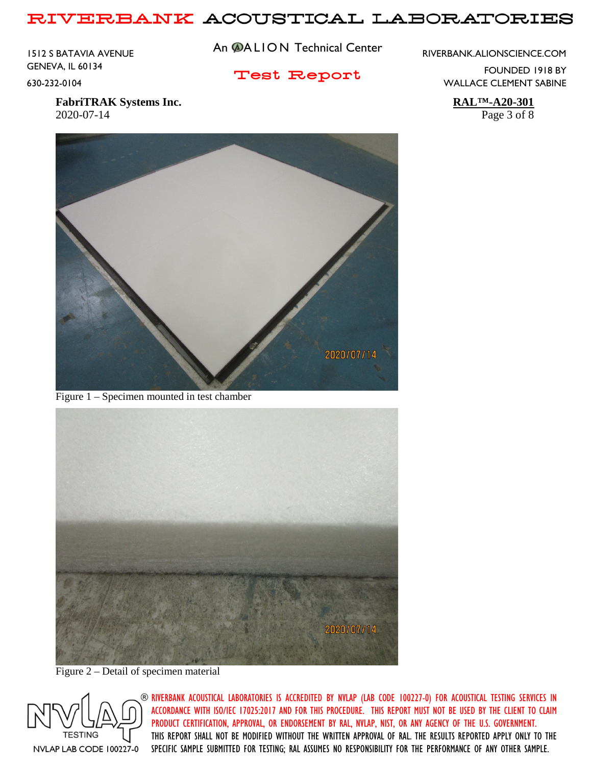Figure 1 – Specimen mounted in test chamber

Figure 2 – Detail of specimen material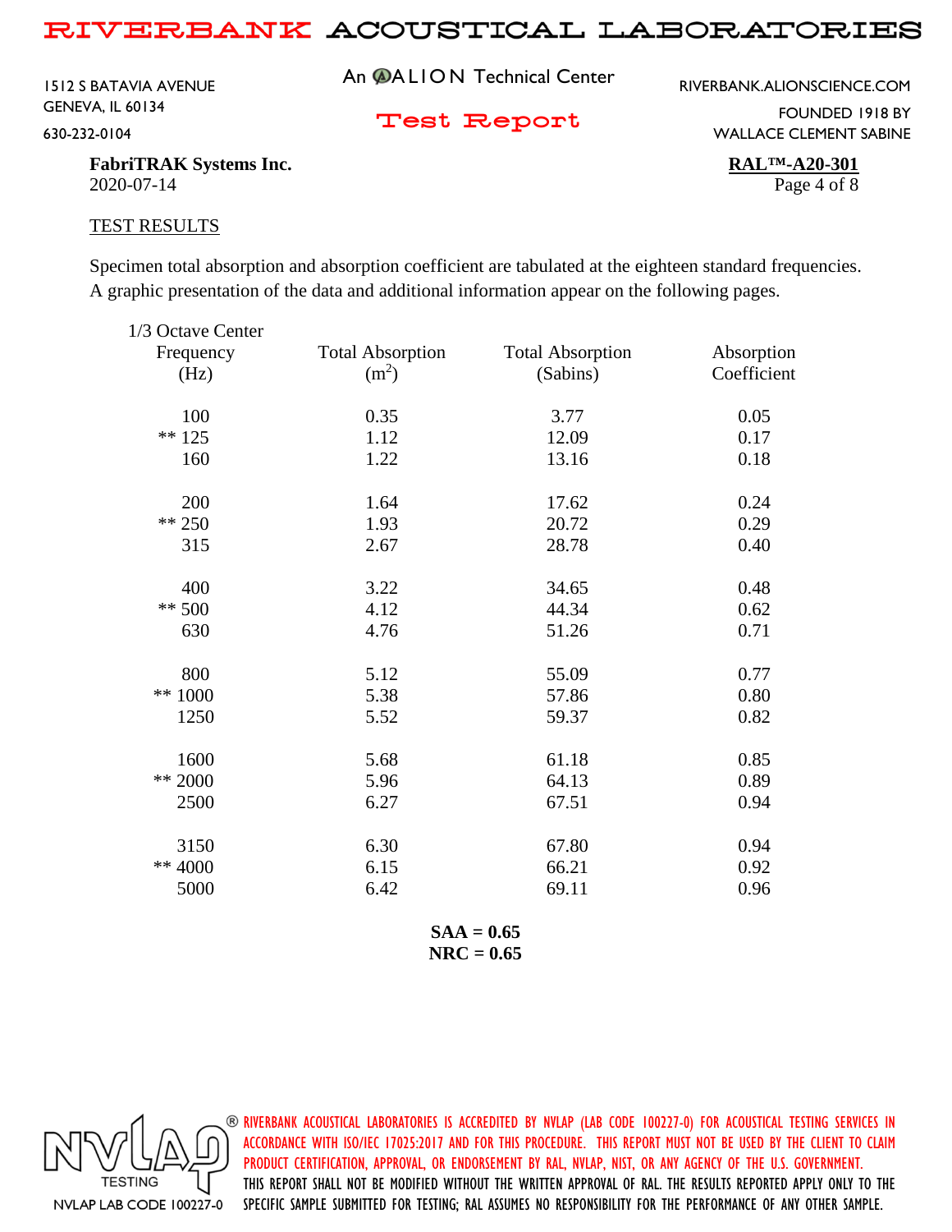**FabriTRAK Systems Inc.**
2020-07-14

**RAL™-A20-301**

## TEST RESULTS

Specimen total absorption and absorption coefficient are tabulated at the eighteen standard frequencies. A graphic presentation of the data and additional information appear on the following pages.

| 1/3 Octave Center Frequency (Hz) | Total Absorption ($m^2$) | Total Absorption (Sabins) | Absorption Coefficient |
|---|---|---|---|
| 100 | 0.35 | 3.77 | 0.05 |
| ** 125 | 1.12 | 12.09 | 0.17 |
| 160 | 1.22 | 13.16 | 0.18 |
| 200 | 1.64 | 17.62 | 0.24 |
| ** 250 | 1.93 | 20.72 | 0.29 |
| 315 | 2.67 | 28.78 | 0.40 |
| 400 | 3.22 | 34.65 | 0.48 |
| ** 500 | 4.12 | 44.34 | 0.62 |
| 630 | 4.76 | 51.26 | 0.71 |
| 800 | 5.12 | 55.09 | 0.77 |
| ** 1000 | 5.38 | 57.86 | 0.80 |
| 1250 | 5.52 | 59.37 | 0.82 |
| 1600 | 5.68 | 61.18 | 0.85 |
| ** 2000 | 5.96 | 64.13 | 0.89 |
| 2500 | 6.27 | 67.51 | 0.94 |
| 3150 | 6.30 | 67.80 | 0.94 |
| ** 4000 | 6.15 | 66.21 | 0.92 |
| 5000 | 6.42 | 69.11 | 0.96 |

**SAA = 0.65**
**NRC = 0.65**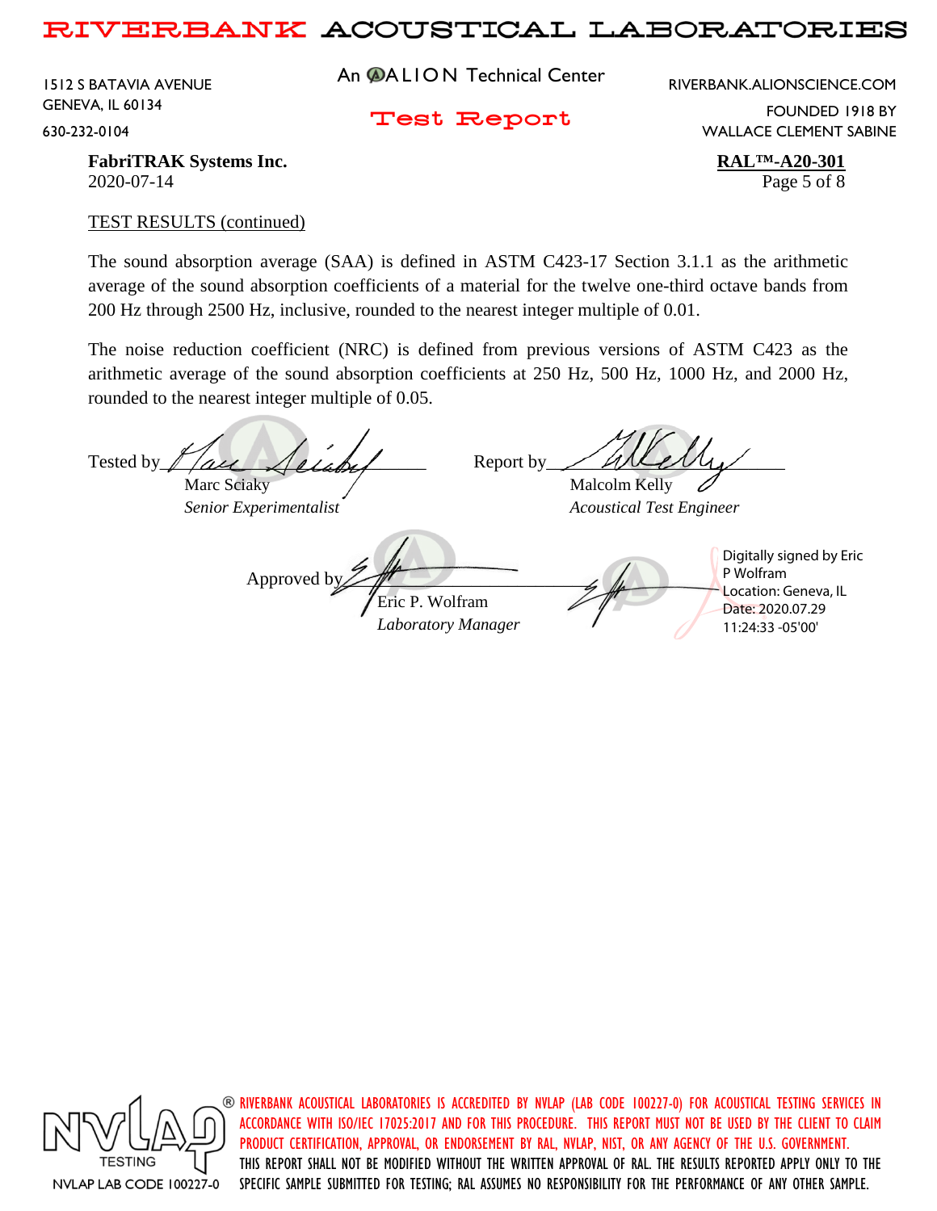TEST RESULTS (continued)

The sound absorption average (SAA) is defined in ASTM C423-17 Section 3.1.1 as the arithmetic average of the sound absorption coefficients of a material for the twelve one-third octave bands from 200 Hz through 2500 Hz, inclusive, rounded to the nearest integer multiple of 0.01.

The noise reduction coefficient (NRC) is defined from previous versions of ASTM C423 as the arithmetic average of the sound absorption coefficients at 250 Hz, 500 Hz, 1000 Hz, and 2000 Hz, rounded to the nearest integer multiple of 0.05.

Tested by Marc Sciaky
*Senior Experimentalist*

Report by Malcolm Kelly
*Acoustical Test Engineer*

Approved by Eric P. Wolfram
*Laboratory Manager*

Digitally signed by Eric P Wolfram
Location: Geneva, IL
Date: 2020.07.29 11:24:33 -05'00'

RIVERBANK ACOUSTICAL LABORATORIES IS ACCREDITED BY NVLAP (LAB CODE 100227-0) FOR ACOUSTICAL TESTING SERVICES IN ACCORDANCE WITH ISO/IEC 17025:2017 AND FOR THIS PROCEDURE. THIS REPORT MUST NOT BE USED BY THE CLIENT TO CLAIM PRODUCT CERTIFICATION, APPROVAL, OR ENDORSEMENT BY RAL, NVLAP, NIST, OR ANY AGENCY OF THE U.S. GOVERNMENT. THIS REPORT SHALL NOT BE MODIFIED WITHOUT THE WRITTEN APPROVAL OF RAL. THE RESULTS REPORTED APPLY ONLY TO THE SPECIFIC SAMPLE SUBMITTED FOR TESTING; RAL ASSUMES NO RESPONSIBILITY FOR THE PERFORMANCE OF ANY OTHER SAMPLE.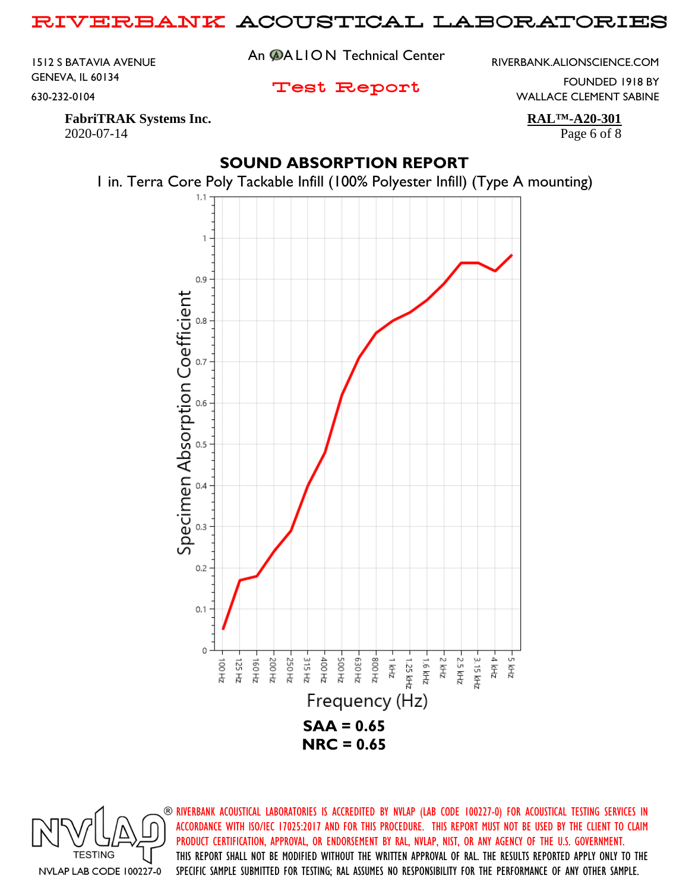# SOUND ABSORPTION REPORT

1 in. Terra Core Poly Tackable Infill (100% Polyester Infill) (Type A mounting)

**SAA = 0.65**

**NRC = 0.65**

RIVERBANK ACOUSTICAL LABORATORIES IS ACCREDITED BY NVLAP (LAB CODE 100227-0) FOR ACOUSTICAL TESTING SERVICES IN ACCORDANCE WITH ISO/IEC 17025:2017 AND FOR THIS PROCEDURE. THIS REPORT MUST NOT BE USED BY THE CLIENT TO CLAIM PRODUCT CERTIFICATION, APPROVAL, OR ENDORSEMENT BY RAL, NVLAP, NIST, OR ANY AGENCY OF THE U.S. GOVERNMENT. THIS REPORT SHALL NOT BE MODIFIED WITHOUT THE WRITTEN APPROVAL OF RAL. THE RESULTS REPORTED APPLY ONLY TO THE SPECIFIC SAMPLE SUBMITTED FOR TESTING; RAL ASSUMES NO RESPONSIBILITY FOR THE PERFORMANCE OF ANY OTHER SAMPLE.

NVLAP LAB CODE 100227-0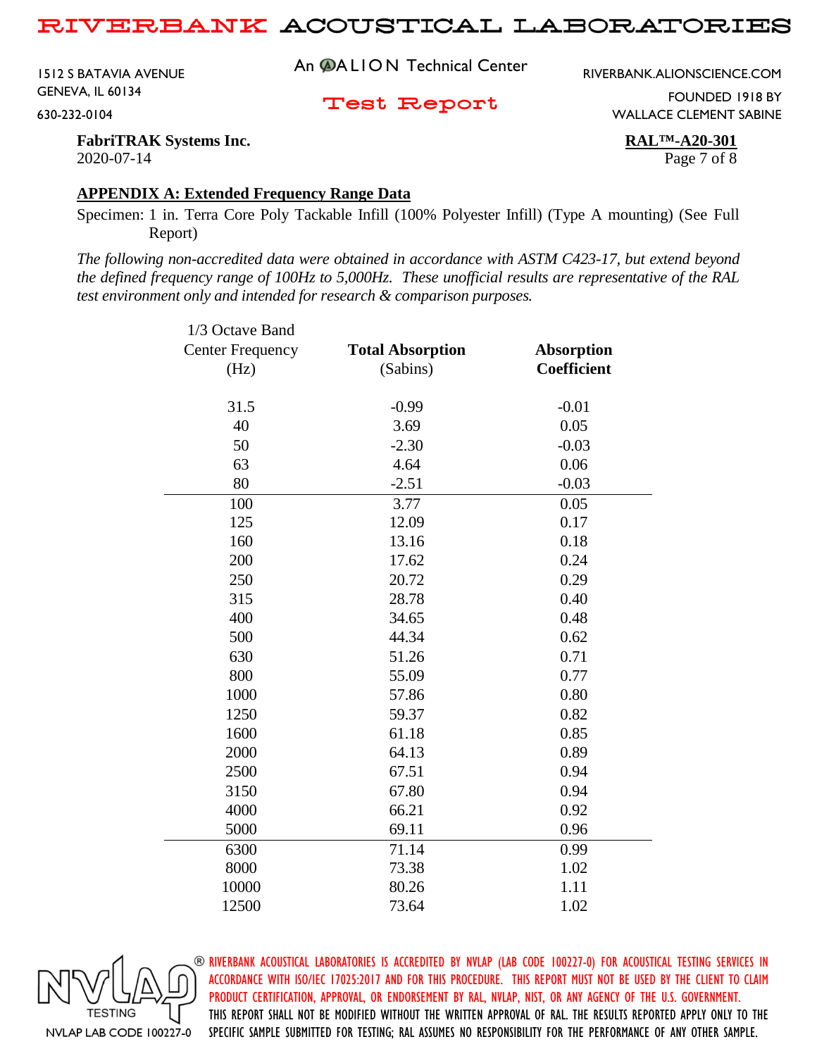**FabriTRAK Systems Inc.**
2020-07-14

**RAL™-A20-301**

## APPENDIX A: Extended Frequency Range Data

Specimen: 1 in. Terra Core Poly Tackable Infill (100% Polyester Infill) (Type A mounting) (See Full Report)

*The following non-accredited data were obtained in accordance with ASTM C423-17, but extend beyond the defined frequency range of 100Hz to 5,000Hz. These unofficial results are representative of the RAL test environment only and intended for research & comparison purposes.*

| 1/3 Octave Band Center Frequency (Hz) | **Total Absorption** (Sabins) | **Absorption Coefficient** |
|---|---|---|
| 31.5 | -0.99 | -0.01 |
| 40 | 3.69 | 0.05 |
| 50 | -2.30 | -0.03 |
| 63 | 4.64 | 0.06 |
| 80 | -2.51 | -0.03 |
| 100 | 3.77 | 0.05 |
| 125 | 12.09 | 0.17 |
| 160 | 13.16 | 0.18 |
| 200 | 17.62 | 0.24 |
| 250 | 20.72 | 0.29 |
| 315 | 28.78 | 0.40 |
| 400 | 34.65 | 0.48 |
| 500 | 44.34 | 0.62 |
| 630 | 51.26 | 0.71 |
| 800 | 55.09 | 0.77 |
| 1000 | 57.86 | 0.80 |
| 1250 | 59.37 | 0.82 |
| 1600 | 61.18 | 0.85 |
| 2000 | 64.13 | 0.89 |
| 2500 | 67.51 | 0.94 |
| 3150 | 67.80 | 0.94 |
| 4000 | 66.21 | 0.92 |
| 5000 | 69.11 | 0.96 |
| 6300 | 71.14 | 0.99 |
| 8000 | 73.38 | 1.02 |
| 10000 | 80.26 | 1.11 |
| 12500 | 73.64 | 1.02 |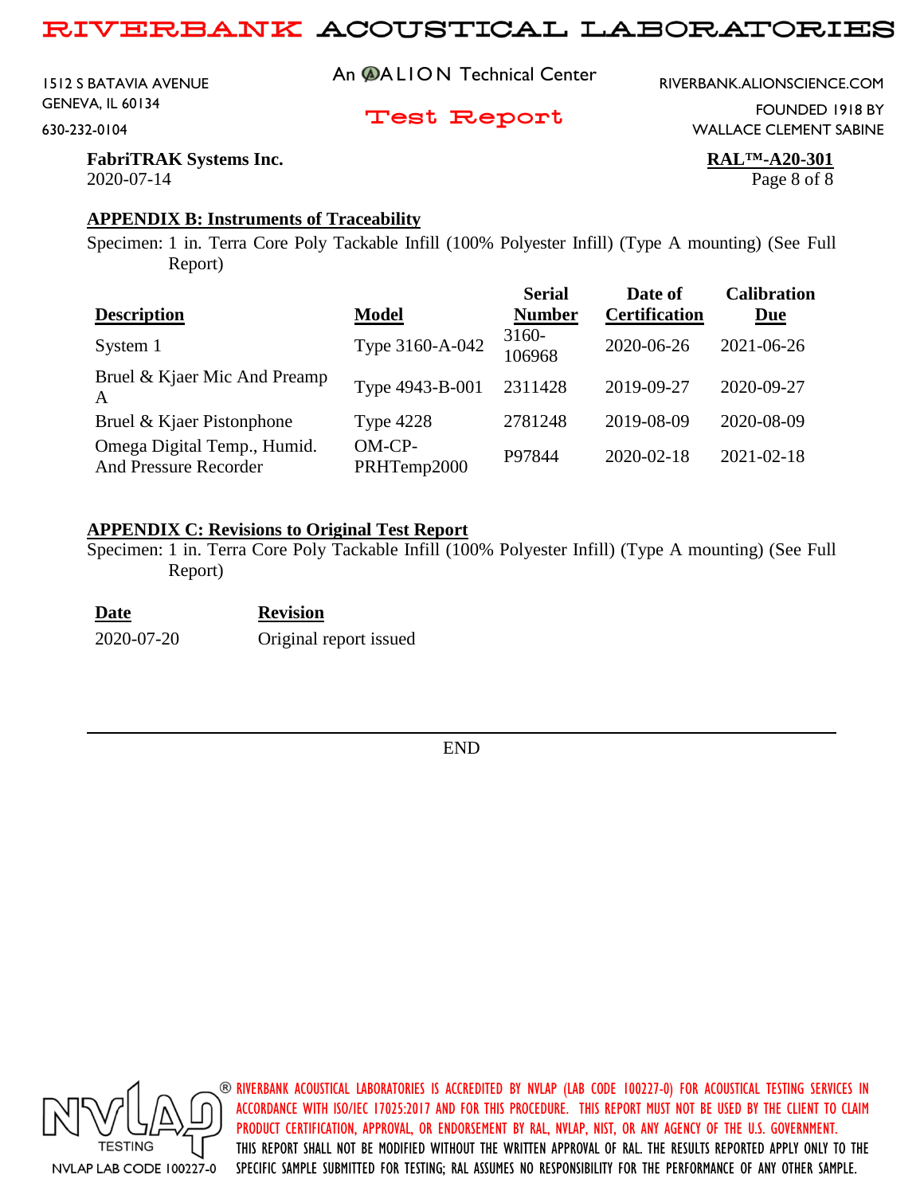## APPENDIX B: Instruments of Traceability

Specimen: 1 in. Terra Core Poly Tackable Infill (100% Polyester Infill) (Type A mounting) (See Full Report)

| Description | Model | Serial Number | Date of Certification | Calibration Due |
|---|---|---|---|---|
| System 1 | Type 3160-A-042 | 3160-106968 | 2020-06-26 | 2021-06-26 |
| Bruel & Kjaer Mic And Preamp A | Type 4943-B-001 | 2311428 | 2019-09-27 | 2020-09-27 |
| Bruel & Kjaer Pistonphone | Type 4228 | 2781248 | 2019-08-09 | 2020-08-09 |
| Omega Digital Temp., Humid. And Pressure Recorder | OM-CP-PRHTemp2000 | P97844 | 2020-02-18 | 2021-02-18 |

## APPENDIX C: Revisions to Original Test Report

Specimen: 1 in. Terra Core Poly Tackable Infill (100% Polyester Infill) (Type A mounting) (See Full Report)

| Date | Revision |
|---|---|
| 2020-07-20 | Original report issued |

---

END

RIVERBANK ACOUSTICAL LABORATORIES IS ACCREDITED BY NVLAP (LAB CODE 100227-0) FOR ACOUSTICAL TESTING SERVICES IN ACCORDANCE WITH ISO/IEC 17025:2017 AND FOR THIS PROCEDURE. THIS REPORT MUST NOT BE USED BY THE CLIENT TO CLAIM PRODUCT CERTIFICATION, APPROVAL, OR ENDORSEMENT BY RAL, NVLAP, NIST, OR ANY AGENCY OF THE U.S. GOVERNMENT. THIS REPORT SHALL NOT BE MODIFIED WITHOUT THE WRITTEN APPROVAL OF RAL. THE RESULTS REPORTED APPLY ONLY TO THE SPECIFIC SAMPLE SUBMITTED FOR TESTING; RAL ASSUMES NO RESPONSIBILITY FOR THE PERFORMANCE OF ANY OTHER SAMPLE.

NVLAP LAB CODE 100227-0